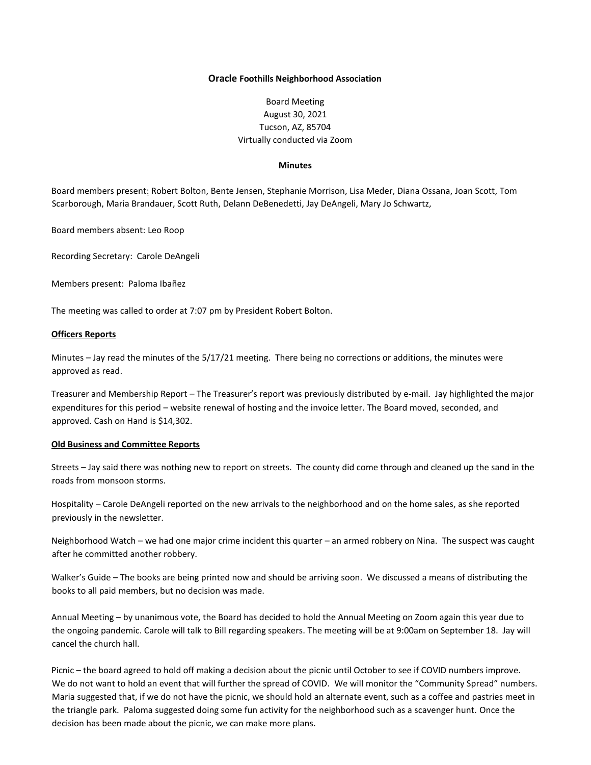**Oracle Foothills Neighborhood Association**

Board Meeting
August 30, 2021
Tucson, AZ, 85704
Virtually conducted via Zoom

**Minutes**

Board members present: Robert Bolton, Bente Jensen, Stephanie Morrison, Lisa Meder, Diana Ossana, Joan Scott, Tom Scarborough, Maria Brandauer, Scott Ruth, Delann DeBenedetti, Jay DeAngeli, Mary Jo Schwartz,

Board members absent: Leo Roop

Recording Secretary: Carole DeAngeli

Members present: Paloma Ibañez

The meeting was called to order at 7:07 pm by President Robert Bolton.

**Officers Reports**

Minutes – Jay read the minutes of the 5/17/21 meeting. There being no corrections or additions, the minutes were approved as read.

Treasurer and Membership Report – The Treasurer's report was previously distributed by e-mail. Jay highlighted the major expenditures for this period – website renewal of hosting and the invoice letter. The Board moved, seconded, and approved. Cash on Hand is $14,302.

**Old Business and Committee Reports**

Streets – Jay said there was nothing new to report on streets. The county did come through and cleaned up the sand in the roads from monsoon storms.

Hospitality – Carole DeAngeli reported on the new arrivals to the neighborhood and on the home sales, as she reported previously in the newsletter.

Neighborhood Watch – we had one major crime incident this quarter – an armed robbery on Nina. The suspect was caught after he committed another robbery.

Walker's Guide – The books are being printed now and should be arriving soon. We discussed a means of distributing the books to all paid members, but no decision was made.

Annual Meeting – by unanimous vote, the Board has decided to hold the Annual Meeting on Zoom again this year due to the ongoing pandemic. Carole will talk to Bill regarding speakers. The meeting will be at 9:00am on September 18. Jay will cancel the church hall.

Picnic – the board agreed to hold off making a decision about the picnic until October to see if COVID numbers improve. We do not want to hold an event that will further the spread of COVID. We will monitor the "Community Spread" numbers. Maria suggested that, if we do not have the picnic, we should hold an alternate event, such as a coffee and pastries meet in the triangle park. Paloma suggested doing some fun activity for the neighborhood such as a scavenger hunt. Once the decision has been made about the picnic, we can make more plans.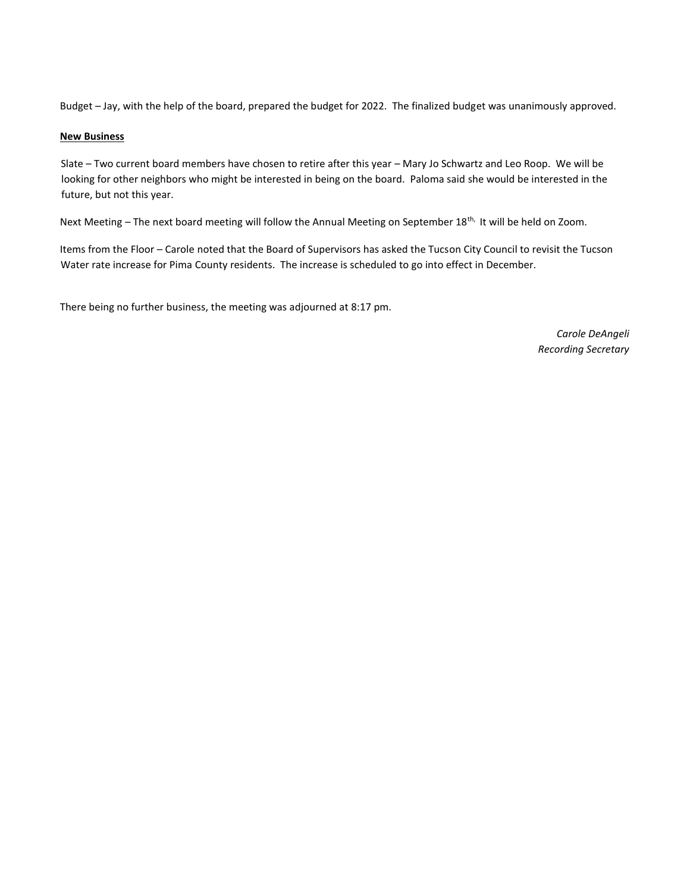Budget – Jay, with the help of the board, prepared the budget for 2022. The finalized budget was unanimously approved.

**New Business**

Slate – Two current board members have chosen to retire after this year – Mary Jo Schwartz and Leo Roop. We will be looking for other neighbors who might be interested in being on the board. Paloma said she would be interested in the future, but not this year.

Next Meeting – The next board meeting will follow the Annual Meeting on September 18th. It will be held on Zoom.

Items from the Floor – Carole noted that the Board of Supervisors has asked the Tucson City Council to revisit the Tucson Water rate increase for Pima County residents. The increase is scheduled to go into effect in December.

There being no further business, the meeting was adjourned at 8:17 pm.

*Carole DeAngeli*
*Recording Secretary*